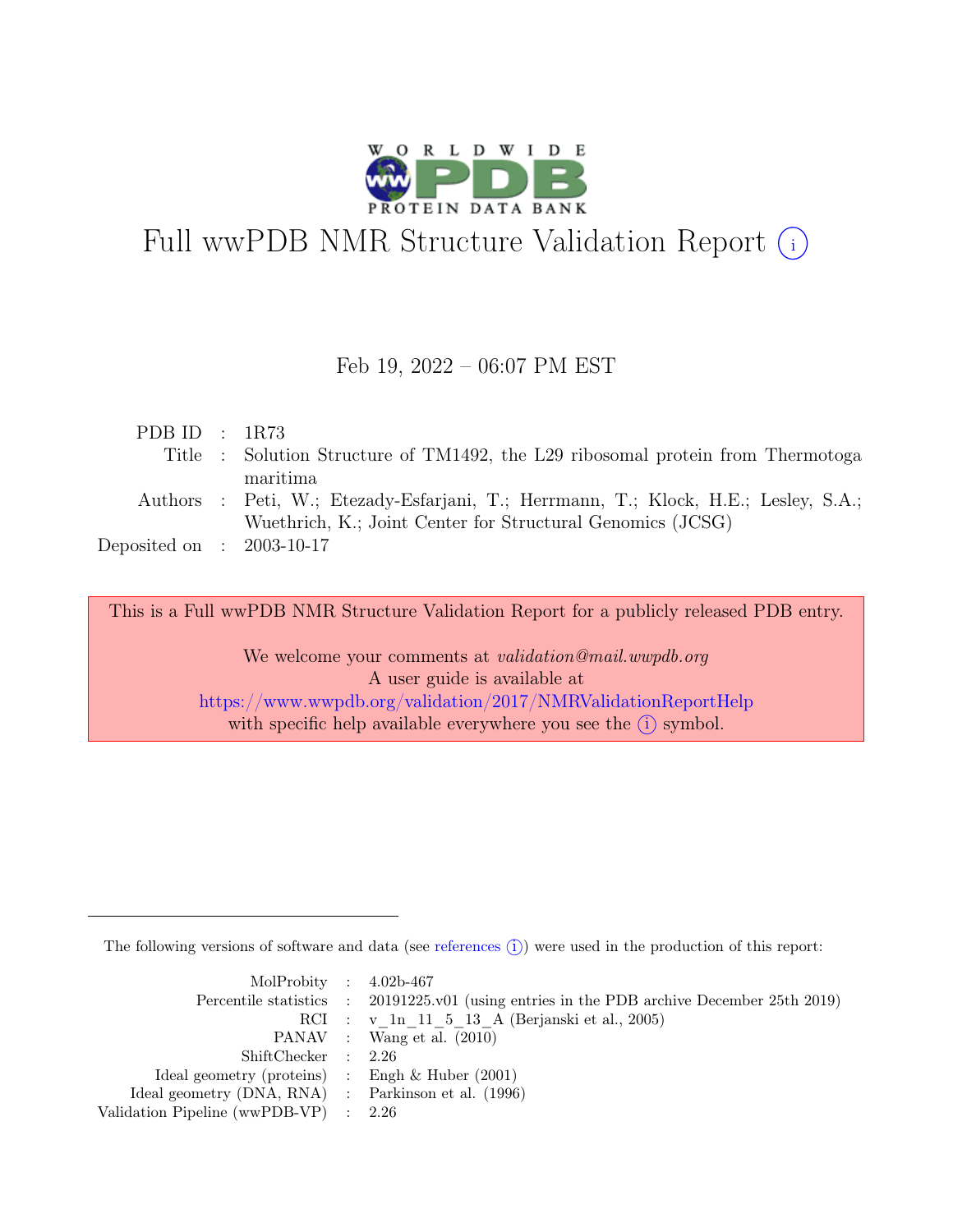# Full wwPDB NMR Structure Validation Report (i)

Feb 19, 2022 – 06:07 PM EST

| | | |
|---|---|---|
| PDB ID | : | 1R73 |
| Title | : | Solution Structure of TM1492, the L29 ribosomal protein from Thermotoga maritima |
| Authors | : | Peti, W.; Etezady-Esfarjani, T.; Herrmann, T.; Klock, H.E.; Lesley, S.A.; Wuethrich, K.; Joint Center for Structural Genomics (JCSG) |
| Deposited on | : | 2003-10-17 |

This is a Full wwPDB NMR Structure Validation Report for a publicly released PDB entry.

We welcome your comments at *validation@mail.wwpdb.org*
A user guide is available at
https://www.wwpdb.org/validation/2017/NMRValidationReportHelp
with specific help available everywhere you see the (i) symbol.

The following versions of software and data (see references (i)) were used in the production of this report:

| | | |
|---|---|---|
| MolProbity | : | 4.02b-467 |
| Percentile statistics | : | 20191225.v01 (using entries in the PDB archive December 25th 2019) |
| RCI | : | v_1n_11_5_13_A (Berjanski et al., 2005) |
| PANAV | : | Wang et al. (2010) |
| ShiftChecker | : | 2.26 |
| Ideal geometry (proteins) | : | Engh & Huber (2001) |
| Ideal geometry (DNA, RNA) | : | Parkinson et al. (1996) |
| Validation Pipeline (wwPDB-VP) | : | 2.26 |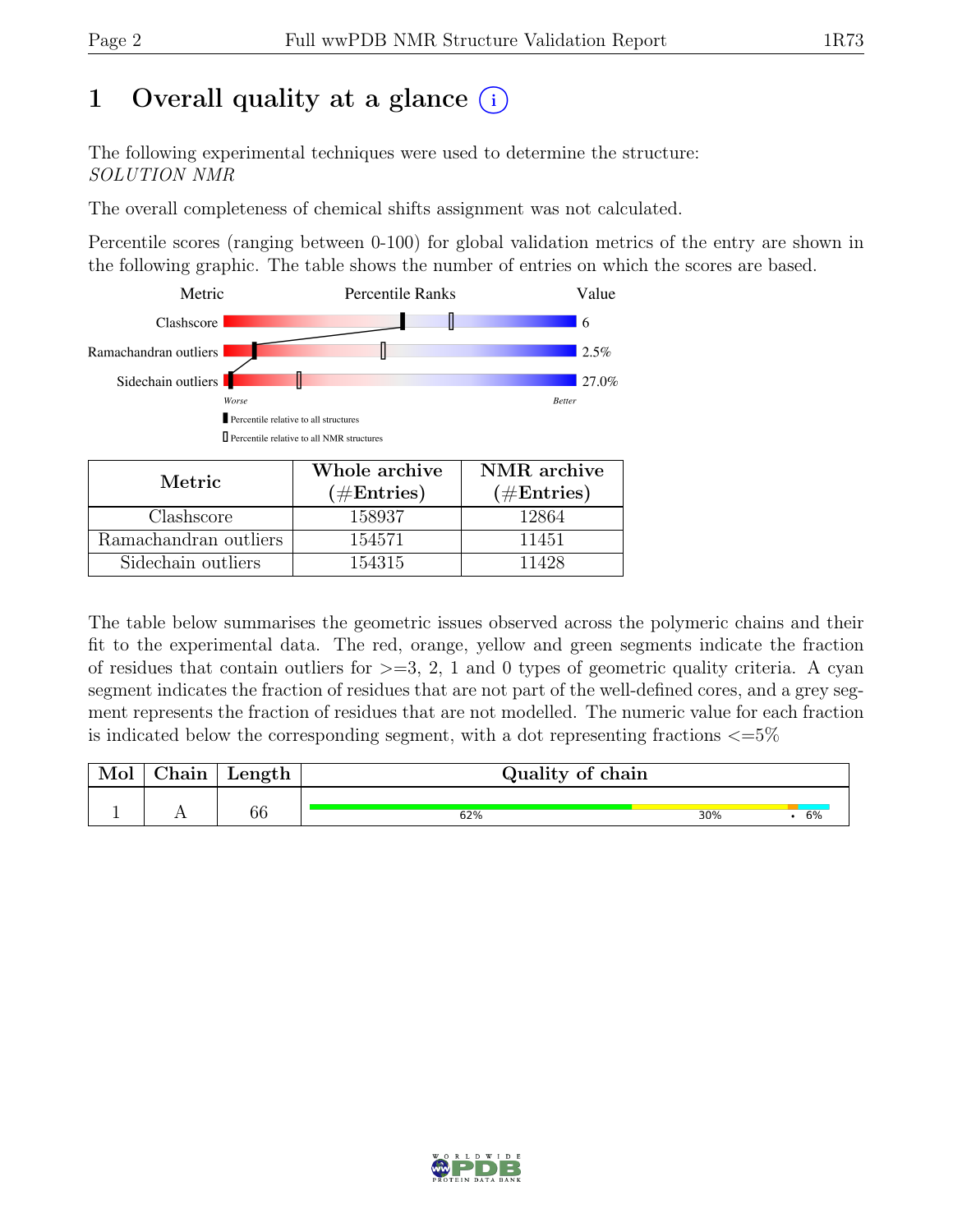# 1 Overall quality at a glance (i)

The following experimental techniques were used to determine the structure:
*SOLUTION NMR*

The overall completeness of chemical shifts assignment was not calculated.

Percentile scores (ranging between 0-100) for global validation metrics of the entry are shown in the following graphic. The table shows the number of entries on which the scores are based.

| Metric | Value |
|---|---|
| Clashscore | 6 |
| Ramachandran outliers | 2.5% |
| Sidechain outliers | 27.0% |

Worse — Better

▮ Percentile relative to all structures

▯ Percentile relative to all NMR structures

| Metric | Whole archive (#Entries) | NMR archive (#Entries) |
|---|---|---|
| Clashscore | 158937 | 12864 |
| Ramachandran outliers | 154571 | 11451 |
| Sidechain outliers | 154315 | 11428 |

The table below summarises the geometric issues observed across the polymeric chains and their fit to the experimental data. The red, orange, yellow and green segments indicate the fraction of residues that contain outliers for >=3, 2, 1 and 0 types of geometric quality criteria. A cyan segment indicates the fraction of residues that are not part of the well-defined cores, and a grey segment represents the fraction of residues that are not modelled. The numeric value for each fraction is indicated below the corresponding segment, with a dot representing fractions <=5%

| Mol | Chain | Length | Quality of chain |
|---|---|---|---|
| 1 | A | 66 | 62% 30% • 6% |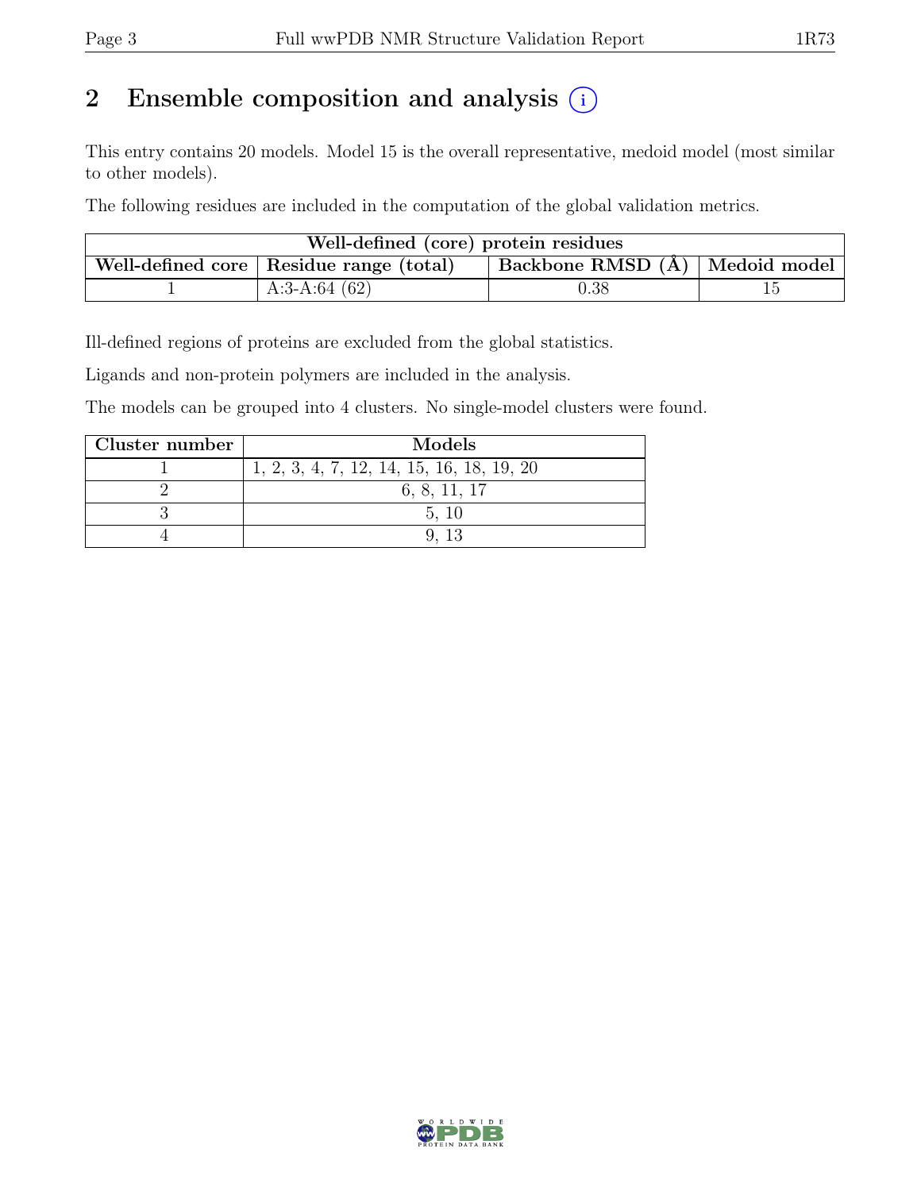## 2 Ensemble composition and analysis

This entry contains 20 models. Model 15 is the overall representative, medoid model (most similar to other models).

The following residues are included in the computation of the global validation metrics.

| Well-defined (core) protein residues | | | |
|---|---|---|---|
| Well-defined core | Residue range (total) | Backbone RMSD (Å) | Medoid model |
| 1 | A:3-A:64 (62) | 0.38 | 15 |

Ill-defined regions of proteins are excluded from the global statistics.

Ligands and non-protein polymers are included in the analysis.

The models can be grouped into 4 clusters. No single-model clusters were found.

| Cluster number | Models |
|---|---|
| 1 | 1, 2, 3, 4, 7, 12, 14, 15, 16, 18, 19, 20 |
| 2 | 6, 8, 11, 17 |
| 3 | 5, 10 |
| 4 | 9, 13 |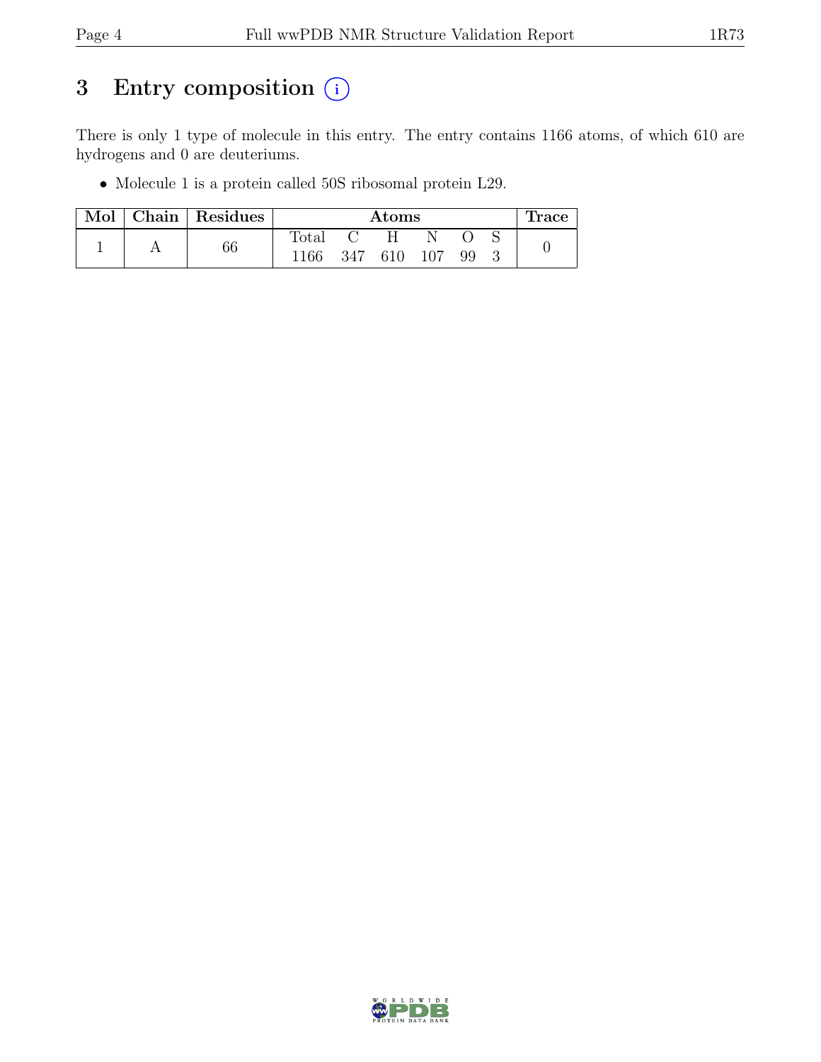# 3 Entry composition (i)

There is only 1 type of molecule in this entry. The entry contains 1166 atoms, of which 610 are hydrogens and 0 are deuteriums.

- Molecule 1 is a protein called 50S ribosomal protein L29.

| Mol | Chain | Residues | Atoms | | | | | | Trace |
|---|---|---|---|---|---|---|---|---|---|
| | | | Total | C | H | N | O | S | |
| 1 | A | 66 | 1166 | 347 | 610 | 107 | 99 | 3 | 0 |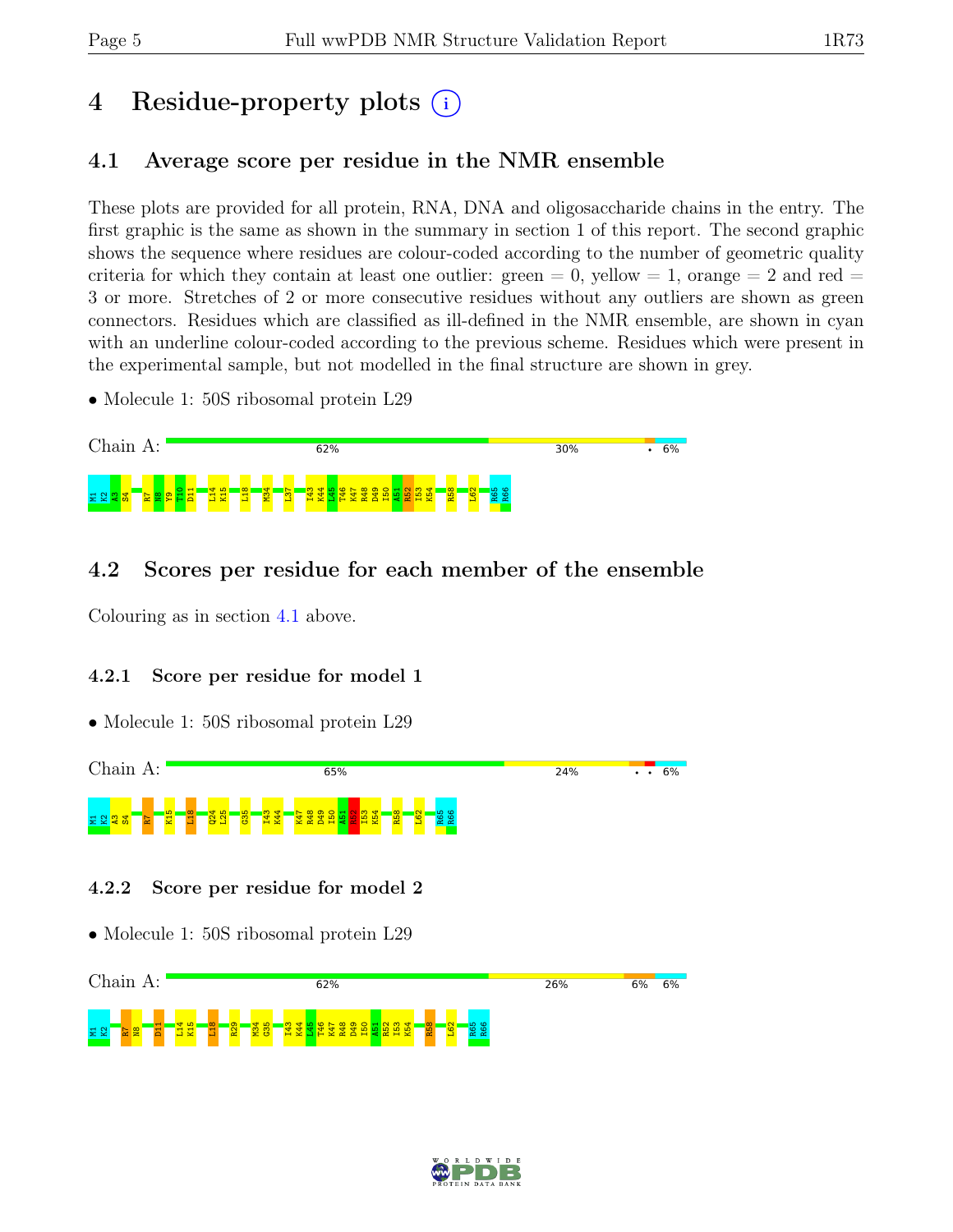# 4 Residue-property plots

## 4.1 Average score per residue in the NMR ensemble

These plots are provided for all protein, RNA, DNA and oligosaccharide chains in the entry. The first graphic is the same as shown in the summary in section 1 of this report. The second graphic shows the sequence where residues are colour-coded according to the number of geometric quality criteria for which they contain at least one outlier: green = 0, yellow = 1, orange = 2 and red = 3 or more. Stretches of 2 or more consecutive residues without any outliers are shown as green connectors. Residues which are classified as ill-defined in the NMR ensemble, are shown in cyan with an underline colour-coded according to the previous scheme. Residues which were present in the experimental sample, but not modelled in the final structure are shown in grey.

- Molecule 1: 50S ribosomal protein L29

Chain A: 62% 30% • 6%

M1 K2 A3 S4 R7 N8 Y9 T10 D11 L14 K15 L18 M34 L37 I43 K44 L45 T46 K47 R48 D49 I50 A51 R52 I53 K54 R58 L62 R65 R66

## 4.2 Scores per residue for each member of the ensemble

Colouring as in section 4.1 above.

### 4.2.1 Score per residue for model 1

- Molecule 1: 50S ribosomal protein L29

Chain A: 65% 24% • • 6%

M1 K2 A3 S4 R7 K15 L18 Q24 L25 G35 I43 K44 K47 R48 D49 I50 A51 R52 I53 K54 R58 L62 R65 R66

### 4.2.2 Score per residue for model 2

- Molecule 1: 50S ribosomal protein L29

Chain A: 62% 26% 6% 6%

M1 K2 R7 N8 D11 L14 K15 L18 R29 M34 G35 I43 K44 L45 T46 K47 R48 D49 I50 A51 R52 I53 K54 R58 L62 R65 R66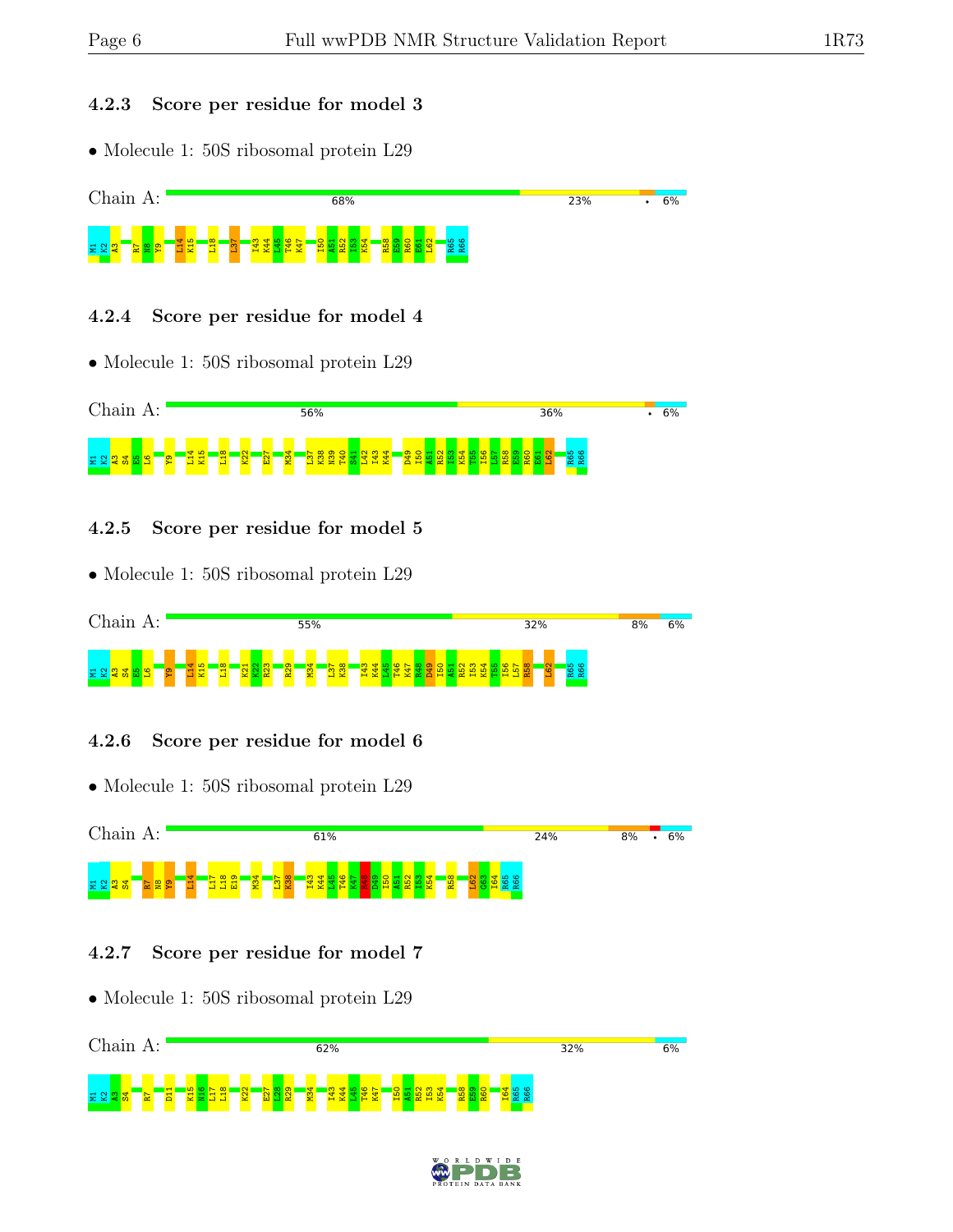### 4.2.3 Score per residue for model 3

- Molecule 1: 50S ribosomal protein L29

Chain A: 68% 23% • 6%

M1 K2 A3 R7 N8 Y9 L14 K15 L18 L37 I43 K44 L45 T46 K47 I50 A51 R52 I53 K54 R58 E59 R60 E61 L62 R65 R66

### 4.2.4 Score per residue for model 4

- Molecule 1: 50S ribosomal protein L29

Chain A: 56% 36% • 6%

M1 K2 A3 S4 E5 L6 Y9 L14 K15 L18 K22 E27 M34 L37 K38 N39 T40 S41 L42 I43 K44 D49 I50 A51 R52 I53 K54 T55 I56 L57 R58 E59 R60 E61 L62 R65 R66

### 4.2.5 Score per residue for model 5

- Molecule 1: 50S ribosomal protein L29

Chain A: 55% 32% 8% 6%

M1 K2 A3 S4 E5 L6 Y9 L14 K15 L18 K21 K22 R23 R29 M34 L37 K38 I43 K44 L45 T46 K47 R48 D49 I50 A51 R52 I53 K54 T55 I56 L57 R58 L62 R65 R66

### 4.2.6 Score per residue for model 6

- Molecule 1: 50S ribosomal protein L29

Chain A: 61% 24% 8% • 6%

M1 K2 A3 S4 R7 N8 Y9 L14 L17 L18 E19 M34 L37 K38 I43 K44 L45 T46 K47 R48 D49 I50 A51 R52 I53 K54 R58 L62 G63 I64 R65 R66

### 4.2.7 Score per residue for model 7

- Molecule 1: 50S ribosomal protein L29

Chain A: 62% 32% 6%

M1 K2 A3 S4 R7 D11 K15 N16 L17 L18 K22 E27 L28 R29 M34 I43 K44 L45 T46 K47 I50 A51 R52 I53 K54 R58 E59 R60 I64 R65 R66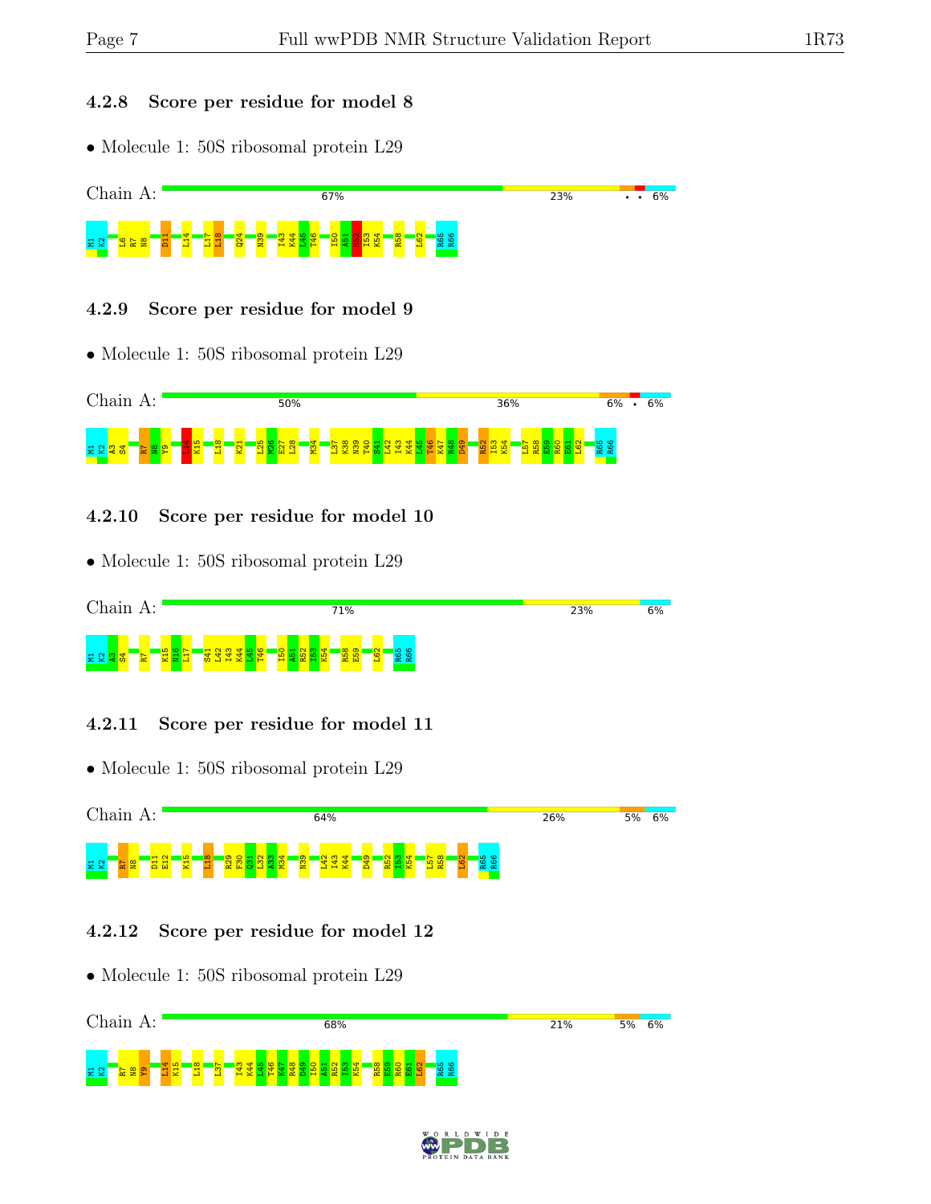### 4.2.8 Score per residue for model 8

- Molecule 1: 50S ribosomal protein L29

Chain A: 67% | 23% | • • | 6%

M1 K2 L6 R7 N8 D11 L14 L17 L18 Q24 N39 I43 K44 L45 T46 I50 A51 R52 I53 K54 R58 L62 R65 R66

### 4.2.9 Score per residue for model 9

- Molecule 1: 50S ribosomal protein L29

Chain A: 50% | 36% | 6% | • | 6%

M1 K2 A3 S4 R7 N8 Y9 L14 K15 L18 K21 L25 M26 E27 L28 M34 L37 K38 N39 T40 S41 L42 I43 K44 L45 T46 K47 R48 D49 R52 I53 K54 L57 R58 E59 R60 E61 L62 R65 R66

### 4.2.10 Score per residue for model 10

- Molecule 1: 50S ribosomal protein L29

Chain A: 71% | 23% | 6%

M1 K2 A3 S4 R7 K15 N16 L17 S41 L42 I43 K44 L45 T46 I50 A51 R52 I53 K54 R58 E59 L62 R65 R66

### 4.2.11 Score per residue for model 11

- Molecule 1: 50S ribosomal protein L29

Chain A: 64% | 26% | 5% | 6%

M1 K2 R7 N8 D11 E12 K15 L18 R29 F30 Q31 L32 A33 M34 N39 L42 I43 K44 D49 R52 I53 K54 L57 R58 L62 R65 R66

### 4.2.12 Score per residue for model 12

- Molecule 1: 50S ribosomal protein L29

Chain A: 68% | 21% | 5% | 6%

M1 K2 R7 N8 Y9 L14 K15 L18 L37 I43 K44 L45 T46 K47 R48 D49 I50 A51 R52 I53 K54 R58 E59 R60 E61 L62 R65 R66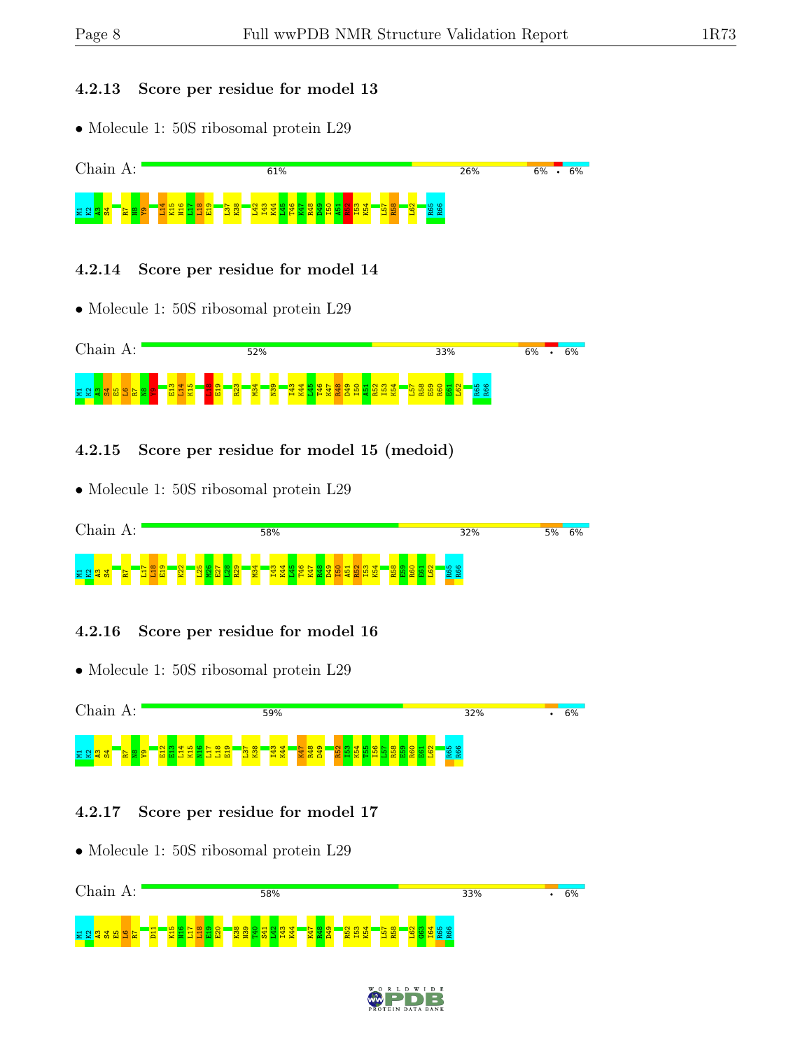### 4.2.13 Score per residue for model 13

- Molecule 1: 50S ribosomal protein L29

Chain A: 61% 26% 6% • 6%

M1 K2 A3 S4 R7 N8 Y9 L14 K15 N16 L17 L18 E19 L37 K38 L42 I43 K44 L45 T46 K47 R48 D49 I50 A51 R52 I53 K54 L57 R58 L62 R65 R66

### 4.2.14 Score per residue for model 14

- Molecule 1: 50S ribosomal protein L29

Chain A: 52% 33% 6% • 6%

M1 K2 A3 S4 E5 L6 R7 N8 Y9 E13 L14 K15 L18 E19 R23 M34 N39 I43 K44 L45 T46 K47 R48 D49 I50 A51 R52 I53 K54 L57 R58 E59 R60 E61 L62 R65 R66

### 4.2.15 Score per residue for model 15 (medoid)

- Molecule 1: 50S ribosomal protein L29

Chain A: 58% 32% 5% 6%

M1 K2 A3 S4 R7 L17 L18 E19 K22 L25 M26 E27 L28 R29 M34 I43 K44 L45 T46 K47 R48 D49 I50 A51 R52 I53 K54 R58 E59 R60 E61 L62 R65 R66

### 4.2.16 Score per residue for model 16

- Molecule 1: 50S ribosomal protein L29

Chain A: 59% 32% • 6%

M1 K2 A3 S4 R7 N8 Y9 E12 E13 L14 K15 N16 L17 L18 E19 L37 K38 I43 K44 K47 R48 D49 R52 I53 K54 T55 I56 L57 R58 E59 R60 E61 L62 R65 R66

### 4.2.17 Score per residue for model 17

- Molecule 1: 50S ribosomal protein L29

Chain A: 58% 33% • 6%

M1 K2 A3 S4 E5 L6 R7 D11 K15 N16 L17 L18 E19 E20 K38 N39 T40 S41 L42 I43 K44 K47 R48 D49 R52 I53 K54 L57 R58 L62 G63 I64 R65 R66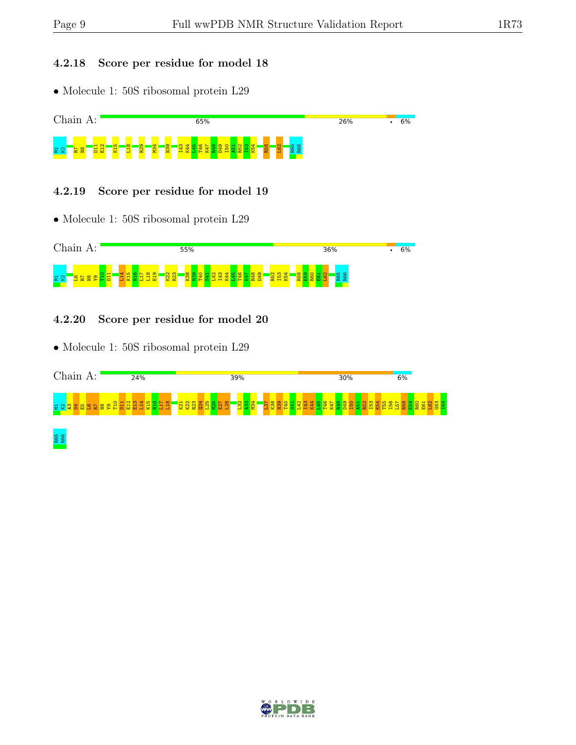### 4.2.18 Score per residue for model 18

- Molecule 1: 50S ribosomal protein L29

Chain A: 65% 26% • 6%

M1 K2 R7 N8 D11 E12 K15 L18 R29 M34 N39 I43 K44 L45 T46 K47 R48 D49 I50 A51 R52 I53 K54 R58 L62 R65 R66

### 4.2.19 Score per residue for model 19

- Molecule 1: 50S ribosomal protein L29

Chain A: 55% 36% • 6%

M1 K2 L6 R7 N8 Y9 T10 D11 L14 K15 N16 L17 L18 E19 K22 R23 K38 N39 T40 S41 L42 I43 K44 L45 T46 K47 R48 D49 R52 I53 K54 R58 E59 R60 E61 L62 R65 R66

### 4.2.20 Score per residue for model 20

- Molecule 1: 50S ribosomal protein L29

Chain A: 24% 39% 30% 6%

M1 K2 A3 S4 E5 L6 R7 N8 Y9 T10 D11 E12 E13 L14 K15 N16 L17 L18 K21 K22 R23 Q24 L25 M26 E27 L28 L32 A33 M34 L37 K38 N39 T40 S41 L42 I43 K44 L45 T46 K47 R48 D49 I50 A51 R52 I53 K54 T55 I56 L57 R58 E59 R60 E61 L62 G63 I64 R65 R66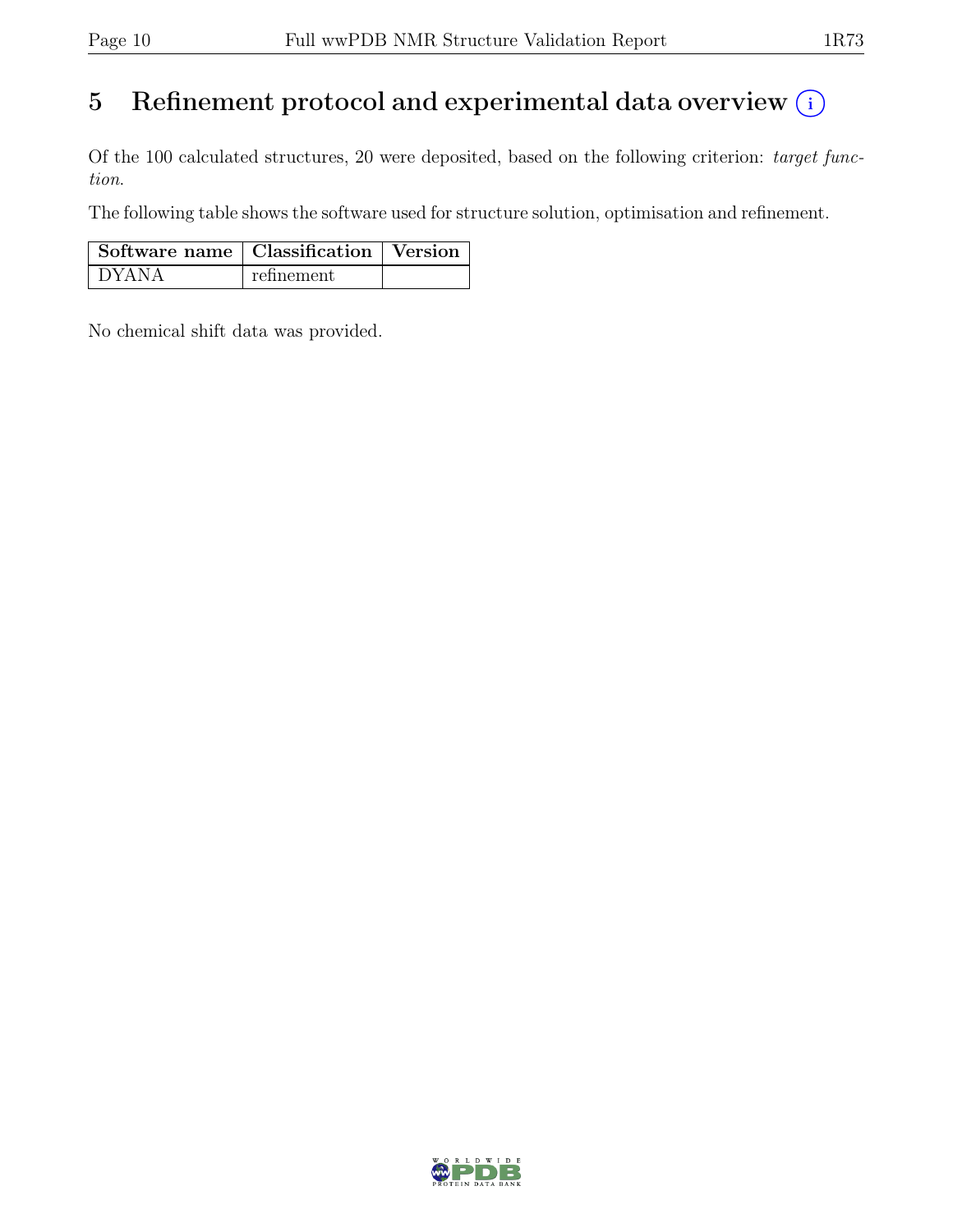# 5 Refinement protocol and experimental data overview (i)

Of the 100 calculated structures, 20 were deposited, based on the following criterion: *target function*.

The following table shows the software used for structure solution, optimisation and refinement.

| Software name | Classification | Version |
|---|---|---|
| DYANA | refinement | |

No chemical shift data was provided.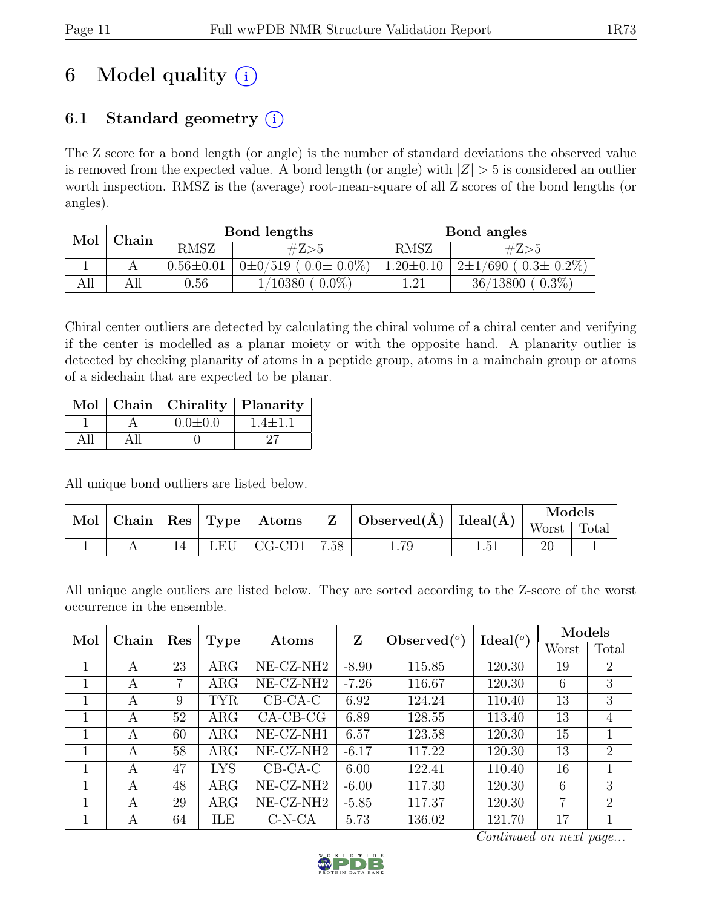# 6 Model quality (i)

## 6.1 Standard geometry (i)

The Z score for a bond length (or angle) is the number of standard deviations the observed value is removed from the expected value. A bond length (or angle) with $|Z| > 5$ is considered an outlier worth inspection. RMSZ is the (average) root-mean-square of all Z scores of the bond lengths (or angles).

| Mol | Chain | Bond lengths | | Bond angles | |
|---|---|---|---|---|---|
| | | RMSZ | #Z>5 | RMSZ | #Z>5 |
| 1 | A | 0.56±0.01 | 0±0/519 ( 0.0± 0.0%) | 1.20±0.10 | 2±1/690 ( 0.3± 0.2%) |
| All | All | 0.56 | 1/10380 ( 0.0%) | 1.21 | 36/13800 ( 0.3%) |

Chiral center outliers are detected by calculating the chiral volume of a chiral center and verifying if the center is modelled as a planar moiety or with the opposite hand. A planarity outlier is detected by checking planarity of atoms in a peptide group, atoms in a mainchain group or atoms of a sidechain that are expected to be planar.

| Mol | Chain | Chirality | Planarity |
|---|---|---|---|
| 1 | A | 0.0±0.0 | 1.4±1.1 |
| All | All | 0 | 27 |

All unique bond outliers are listed below.

| Mol | Chain | Res | Type | Atoms | Z | Observed(Å) | Ideal(Å) | Models | |
|---|---|---|---|---|---|---|---|---|---|
| | | | | | | | | Worst | Total |
| 1 | A | 14 | LEU | CG-CD1 | 7.58 | 1.79 | 1.51 | 20 | 1 |

All unique angle outliers are listed below. They are sorted according to the Z-score of the worst occurrence in the ensemble.

| Mol | Chain | Res | Type | Atoms | Z | Observed(°) | Ideal(°) | Models | |
|---|---|---|---|---|---|---|---|---|---|
| | | | | | | | | Worst | Total |
| 1 | A | 23 | ARG | NE-CZ-NH2 | -8.90 | 115.85 | 120.30 | 19 | 2 |
| 1 | A | 7 | ARG | NE-CZ-NH2 | -7.26 | 116.67 | 120.30 | 6 | 3 |
| 1 | A | 9 | TYR | CB-CA-C | 6.92 | 124.24 | 110.40 | 13 | 3 |
| 1 | A | 52 | ARG | CA-CB-CG | 6.89 | 128.55 | 113.40 | 13 | 4 |
| 1 | A | 60 | ARG | NE-CZ-NH1 | 6.57 | 123.58 | 120.30 | 15 | 1 |
| 1 | A | 58 | ARG | NE-CZ-NH2 | -6.17 | 117.22 | 120.30 | 13 | 2 |
| 1 | A | 47 | LYS | CB-CA-C | 6.00 | 122.41 | 110.40 | 16 | 1 |
| 1 | A | 48 | ARG | NE-CZ-NH2 | -6.00 | 117.30 | 120.30 | 6 | 3 |
| 1 | A | 29 | ARG | NE-CZ-NH2 | -5.85 | 117.37 | 120.30 | 7 | 2 |
| 1 | A | 64 | ILE | C-N-CA | 5.73 | 136.02 | 121.70 | 17 | 1 |

*Continued on next page...*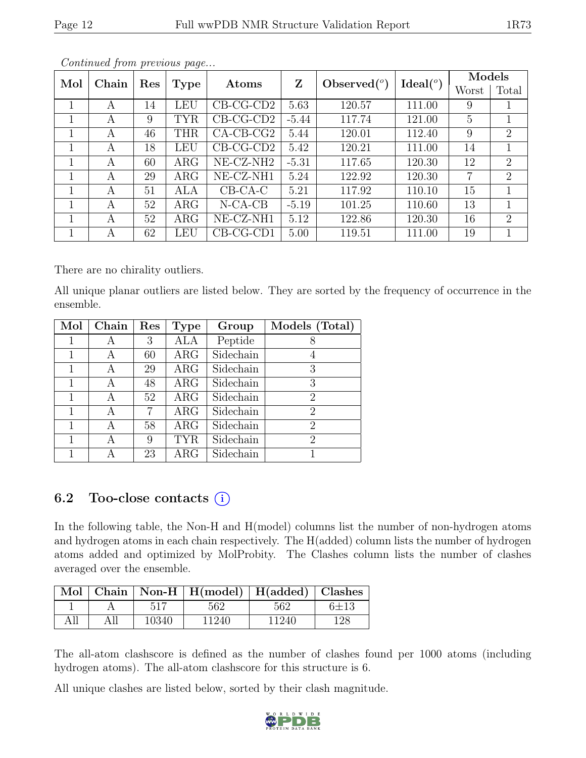*Continued from previous page...*

| Mol | Chain | Res | Type | Atoms | Z | Observed(°) | Ideal(°) | Models | |
|---|---|---|---|---|---|---|---|---|---|
| | | | | | | | | Worst | Total |
| 1 | A | 14 | LEU | CB-CG-CD2 | 5.63 | 120.57 | 111.00 | 9 | 1 |
| 1 | A | 9 | TYR | CB-CG-CD2 | -5.44 | 117.74 | 121.00 | 5 | 1 |
| 1 | A | 46 | THR | CA-CB-CG2 | 5.44 | 120.01 | 112.40 | 9 | 2 |
| 1 | A | 18 | LEU | CB-CG-CD2 | 5.42 | 120.21 | 111.00 | 14 | 1 |
| 1 | A | 60 | ARG | NE-CZ-NH2 | -5.31 | 117.65 | 120.30 | 12 | 2 |
| 1 | A | 29 | ARG | NE-CZ-NH1 | 5.24 | 122.92 | 120.30 | 7 | 2 |
| 1 | A | 51 | ALA | CB-CA-C | 5.21 | 117.92 | 110.10 | 15 | 1 |
| 1 | A | 52 | ARG | N-CA-CB | -5.19 | 101.25 | 110.60 | 13 | 1 |
| 1 | A | 52 | ARG | NE-CZ-NH1 | 5.12 | 122.86 | 120.30 | 16 | 2 |
| 1 | A | 62 | LEU | CB-CG-CD1 | 5.00 | 119.51 | 111.00 | 19 | 1 |

There are no chirality outliers.

All unique planar outliers are listed below. They are sorted by the frequency of occurrence in the ensemble.

| Mol | Chain | Res | Type | Group | Models (Total) |
|---|---|---|---|---|---|
| 1 | A | 3 | ALA | Peptide | 8 |
| 1 | A | 60 | ARG | Sidechain | 4 |
| 1 | A | 29 | ARG | Sidechain | 3 |
| 1 | A | 48 | ARG | Sidechain | 3 |
| 1 | A | 52 | ARG | Sidechain | 2 |
| 1 | A | 7 | ARG | Sidechain | 2 |
| 1 | A | 58 | ARG | Sidechain | 2 |
| 1 | A | 9 | TYR | Sidechain | 2 |
| 1 | A | 23 | ARG | Sidechain | 1 |

## 6.2 Too-close contacts (i)

In the following table, the Non-H and H(model) columns list the number of non-hydrogen atoms and hydrogen atoms in each chain respectively. The H(added) column lists the number of hydrogen atoms added and optimized by MolProbity. The Clashes column lists the number of clashes averaged over the ensemble.

| Mol | Chain | Non-H | H(model) | H(added) | Clashes |
|---|---|---|---|---|---|
| 1 | A | 517 | 562 | 562 | 6±13 |
| All | All | 10340 | 11240 | 11240 | 128 |

The all-atom clashscore is defined as the number of clashes found per 1000 atoms (including hydrogen atoms). The all-atom clashscore for this structure is 6.

All unique clashes are listed below, sorted by their clash magnitude.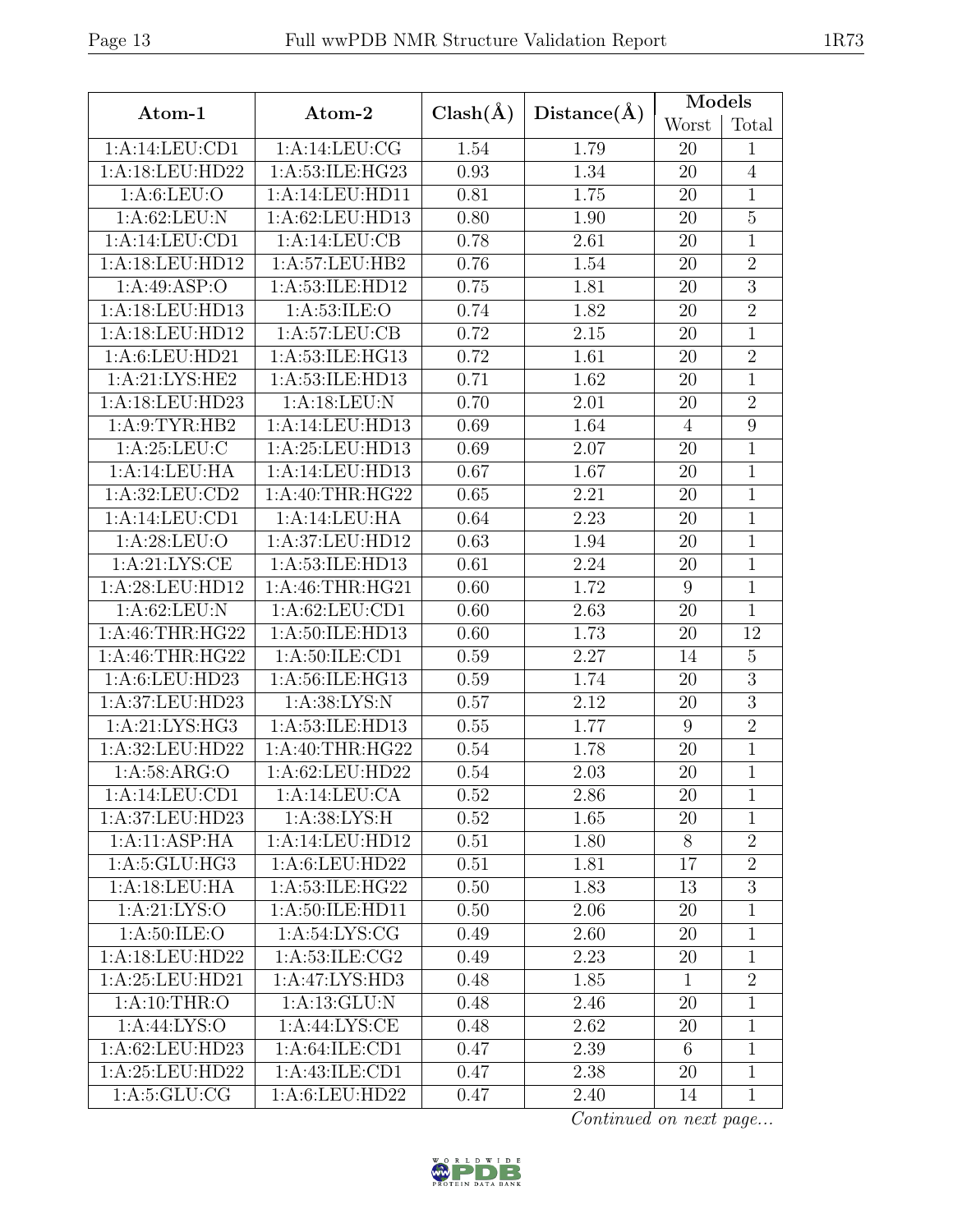| Atom-1 | Atom-2 | Clash(Å) | Distance(Å) | Models | |
|---|---|---|---|---|---|
| | | | | Worst | Total |
| 1:A:14:LEU:CD1 | 1:A:14:LEU:CG | 1.54 | 1.79 | 20 | 1 |
| 1:A:18:LEU:HD22 | 1:A:53:ILE:HG23 | 0.93 | 1.34 | 20 | 4 |
| 1:A:6:LEU:O | 1:A:14:LEU:HD11 | 0.81 | 1.75 | 20 | 1 |
| 1:A:62:LEU:N | 1:A:62:LEU:HD13 | 0.80 | 1.90 | 20 | 5 |
| 1:A:14:LEU:CD1 | 1:A:14:LEU:CB | 0.78 | 2.61 | 20 | 1 |
| 1:A:18:LEU:HD12 | 1:A:57:LEU:HB2 | 0.76 | 1.54 | 20 | 2 |
| 1:A:49:ASP:O | 1:A:53:ILE:HD12 | 0.75 | 1.81 | 20 | 3 |
| 1:A:18:LEU:HD13 | 1:A:53:ILE:O | 0.74 | 1.82 | 20 | 2 |
| 1:A:18:LEU:HD12 | 1:A:57:LEU:CB | 0.72 | 2.15 | 20 | 1 |
| 1:A:6:LEU:HD21 | 1:A:53:ILE:HG13 | 0.72 | 1.61 | 20 | 2 |
| 1:A:21:LYS:HE2 | 1:A:53:ILE:HD13 | 0.71 | 1.62 | 20 | 1 |
| 1:A:18:LEU:HD23 | 1:A:18:LEU:N | 0.70 | 2.01 | 20 | 2 |
| 1:A:9:TYR:HB2 | 1:A:14:LEU:HD13 | 0.69 | 1.64 | 4 | 9 |
| 1:A:25:LEU:C | 1:A:25:LEU:HD13 | 0.69 | 2.07 | 20 | 1 |
| 1:A:14:LEU:HA | 1:A:14:LEU:HD13 | 0.67 | 1.67 | 20 | 1 |
| 1:A:32:LEU:CD2 | 1:A:40:THR:HG22 | 0.65 | 2.21 | 20 | 1 |
| 1:A:14:LEU:CD1 | 1:A:14:LEU:HA | 0.64 | 2.23 | 20 | 1 |
| 1:A:28:LEU:O | 1:A:37:LEU:HD12 | 0.63 | 1.94 | 20 | 1 |
| 1:A:21:LYS:CE | 1:A:53:ILE:HD13 | 0.61 | 2.24 | 20 | 1 |
| 1:A:28:LEU:HD12 | 1:A:46:THR:HG21 | 0.60 | 1.72 | 9 | 1 |
| 1:A:62:LEU:N | 1:A:62:LEU:CD1 | 0.60 | 2.63 | 20 | 1 |
| 1:A:46:THR:HG22 | 1:A:50:ILE:HD13 | 0.60 | 1.73 | 20 | 12 |
| 1:A:46:THR:HG22 | 1:A:50:ILE:CD1 | 0.59 | 2.27 | 14 | 5 |
| 1:A:6:LEU:HD23 | 1:A:56:ILE:HG13 | 0.59 | 1.74 | 20 | 3 |
| 1:A:37:LEU:HD23 | 1:A:38:LYS:N | 0.57 | 2.12 | 20 | 3 |
| 1:A:21:LYS:HG3 | 1:A:53:ILE:HD13 | 0.55 | 1.77 | 9 | 2 |
| 1:A:32:LEU:HD22 | 1:A:40:THR:HG22 | 0.54 | 1.78 | 20 | 1 |
| 1:A:58:ARG:O | 1:A:62:LEU:HD22 | 0.54 | 2.03 | 20 | 1 |
| 1:A:14:LEU:CD1 | 1:A:14:LEU:CA | 0.52 | 2.86 | 20 | 1 |
| 1:A:37:LEU:HD23 | 1:A:38:LYS:H | 0.52 | 1.65 | 20 | 1 |
| 1:A:11:ASP:HA | 1:A:14:LEU:HD12 | 0.51 | 1.80 | 8 | 2 |
| 1:A:5:GLU:HG3 | 1:A:6:LEU:HD22 | 0.51 | 1.81 | 17 | 2 |
| 1:A:18:LEU:HA | 1:A:53:ILE:HG22 | 0.50 | 1.83 | 13 | 3 |
| 1:A:21:LYS:O | 1:A:50:ILE:HD11 | 0.50 | 2.06 | 20 | 1 |
| 1:A:50:ILE:O | 1:A:54:LYS:CG | 0.49 | 2.60 | 20 | 1 |
| 1:A:18:LEU:HD22 | 1:A:53:ILE:CG2 | 0.49 | 2.23 | 20 | 1 |
| 1:A:25:LEU:HD21 | 1:A:47:LYS:HD3 | 0.48 | 1.85 | 1 | 2 |
| 1:A:10:THR:O | 1:A:13:GLU:N | 0.48 | 2.46 | 20 | 1 |
| 1:A:44:LYS:O | 1:A:44:LYS:CE | 0.48 | 2.62 | 20 | 1 |
| 1:A:62:LEU:HD23 | 1:A:64:ILE:CD1 | 0.47 | 2.39 | 6 | 1 |
| 1:A:25:LEU:HD22 | 1:A:43:ILE:CD1 | 0.47 | 2.38 | 20 | 1 |
| 1:A:5:GLU:CG | 1:A:6:LEU:HD22 | 0.47 | 2.40 | 14 | 1 |

*Continued on next page...*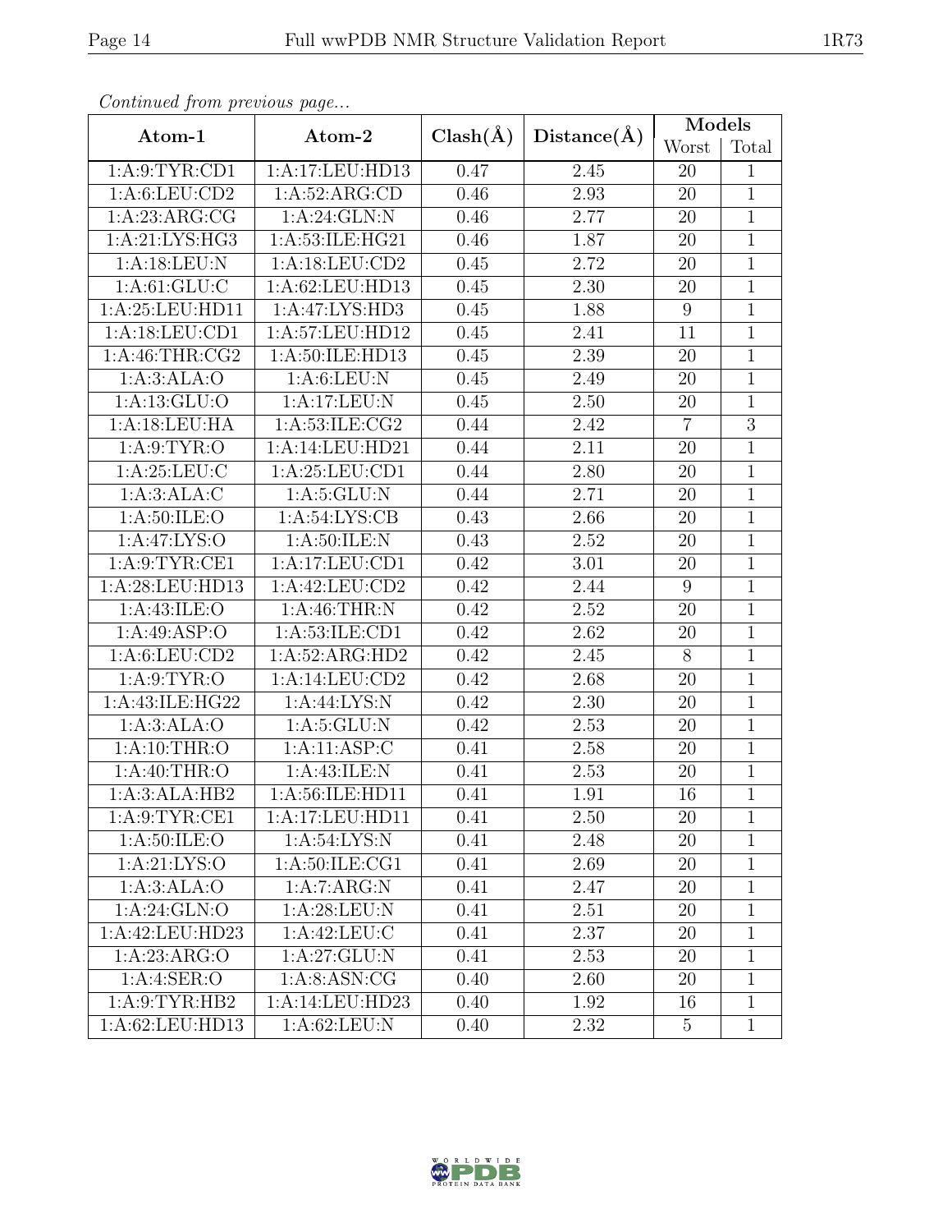*Continued from previous page...*

| Atom-1 | Atom-2 | Clash(Å) | Distance(Å) | Models | |
|---|---|---|---|---|---|
| | | | | Worst | Total |
| 1:A:9:TYR:CD1 | 1:A:17:LEU:HD13 | 0.47 | 2.45 | 20 | 1 |
| 1:A:6:LEU:CD2 | 1:A:52:ARG:CD | 0.46 | 2.93 | 20 | 1 |
| 1:A:23:ARG:CG | 1:A:24:GLN:N | 0.46 | 2.77 | 20 | 1 |
| 1:A:21:LYS:HG3 | 1:A:53:ILE:HG21 | 0.46 | 1.87 | 20 | 1 |
| 1:A:18:LEU:N | 1:A:18:LEU:CD2 | 0.45 | 2.72 | 20 | 1 |
| 1:A:61:GLU:C | 1:A:62:LEU:HD13 | 0.45 | 2.30 | 20 | 1 |
| 1:A:25:LEU:HD11 | 1:A:47:LYS:HD3 | 0.45 | 1.88 | 9 | 1 |
| 1:A:18:LEU:CD1 | 1:A:57:LEU:HD12 | 0.45 | 2.41 | 11 | 1 |
| 1:A:46:THR:CG2 | 1:A:50:ILE:HD13 | 0.45 | 2.39 | 20 | 1 |
| 1:A:3:ALA:O | 1:A:6:LEU:N | 0.45 | 2.49 | 20 | 1 |
| 1:A:13:GLU:O | 1:A:17:LEU:N | 0.45 | 2.50 | 20 | 1 |
| 1:A:18:LEU:HA | 1:A:53:ILE:CG2 | 0.44 | 2.42 | 7 | 3 |
| 1:A:9:TYR:O | 1:A:14:LEU:HD21 | 0.44 | 2.11 | 20 | 1 |
| 1:A:25:LEU:C | 1:A:25:LEU:CD1 | 0.44 | 2.80 | 20 | 1 |
| 1:A:3:ALA:C | 1:A:5:GLU:N | 0.44 | 2.71 | 20 | 1 |
| 1:A:50:ILE:O | 1:A:54:LYS:CB | 0.43 | 2.66 | 20 | 1 |
| 1:A:47:LYS:O | 1:A:50:ILE:N | 0.43 | 2.52 | 20 | 1 |
| 1:A:9:TYR:CE1 | 1:A:17:LEU:CD1 | 0.42 | 3.01 | 20 | 1 |
| 1:A:28:LEU:HD13 | 1:A:42:LEU:CD2 | 0.42 | 2.44 | 9 | 1 |
| 1:A:43:ILE:O | 1:A:46:THR:N | 0.42 | 2.52 | 20 | 1 |
| 1:A:49:ASP:O | 1:A:53:ILE:CD1 | 0.42 | 2.62 | 20 | 1 |
| 1:A:6:LEU:CD2 | 1:A:52:ARG:HD2 | 0.42 | 2.45 | 8 | 1 |
| 1:A:9:TYR:O | 1:A:14:LEU:CD2 | 0.42 | 2.68 | 20 | 1 |
| 1:A:43:ILE:HG22 | 1:A:44:LYS:N | 0.42 | 2.30 | 20 | 1 |
| 1:A:3:ALA:O | 1:A:5:GLU:N | 0.42 | 2.53 | 20 | 1 |
| 1:A:10:THR:O | 1:A:11:ASP:C | 0.41 | 2.58 | 20 | 1 |
| 1:A:40:THR:O | 1:A:43:ILE:N | 0.41 | 2.53 | 20 | 1 |
| 1:A:3:ALA:HB2 | 1:A:56:ILE:HD11 | 0.41 | 1.91 | 16 | 1 |
| 1:A:9:TYR:CE1 | 1:A:17:LEU:HD11 | 0.41 | 2.50 | 20 | 1 |
| 1:A:50:ILE:O | 1:A:54:LYS:N | 0.41 | 2.48 | 20 | 1 |
| 1:A:21:LYS:O | 1:A:50:ILE:CG1 | 0.41 | 2.69 | 20 | 1 |
| 1:A:3:ALA:O | 1:A:7:ARG:N | 0.41 | 2.47 | 20 | 1 |
| 1:A:24:GLN:O | 1:A:28:LEU:N | 0.41 | 2.51 | 20 | 1 |
| 1:A:42:LEU:HD23 | 1:A:42:LEU:C | 0.41 | 2.37 | 20 | 1 |
| 1:A:23:ARG:O | 1:A:27:GLU:N | 0.41 | 2.53 | 20 | 1 |
| 1:A:4:SER:O | 1:A:8:ASN:CG | 0.40 | 2.60 | 20 | 1 |
| 1:A:9:TYR:HB2 | 1:A:14:LEU:HD23 | 0.40 | 1.92 | 16 | 1 |
| 1:A:62:LEU:HD13 | 1:A:62:LEU:N | 0.40 | 2.32 | 5 | 1 |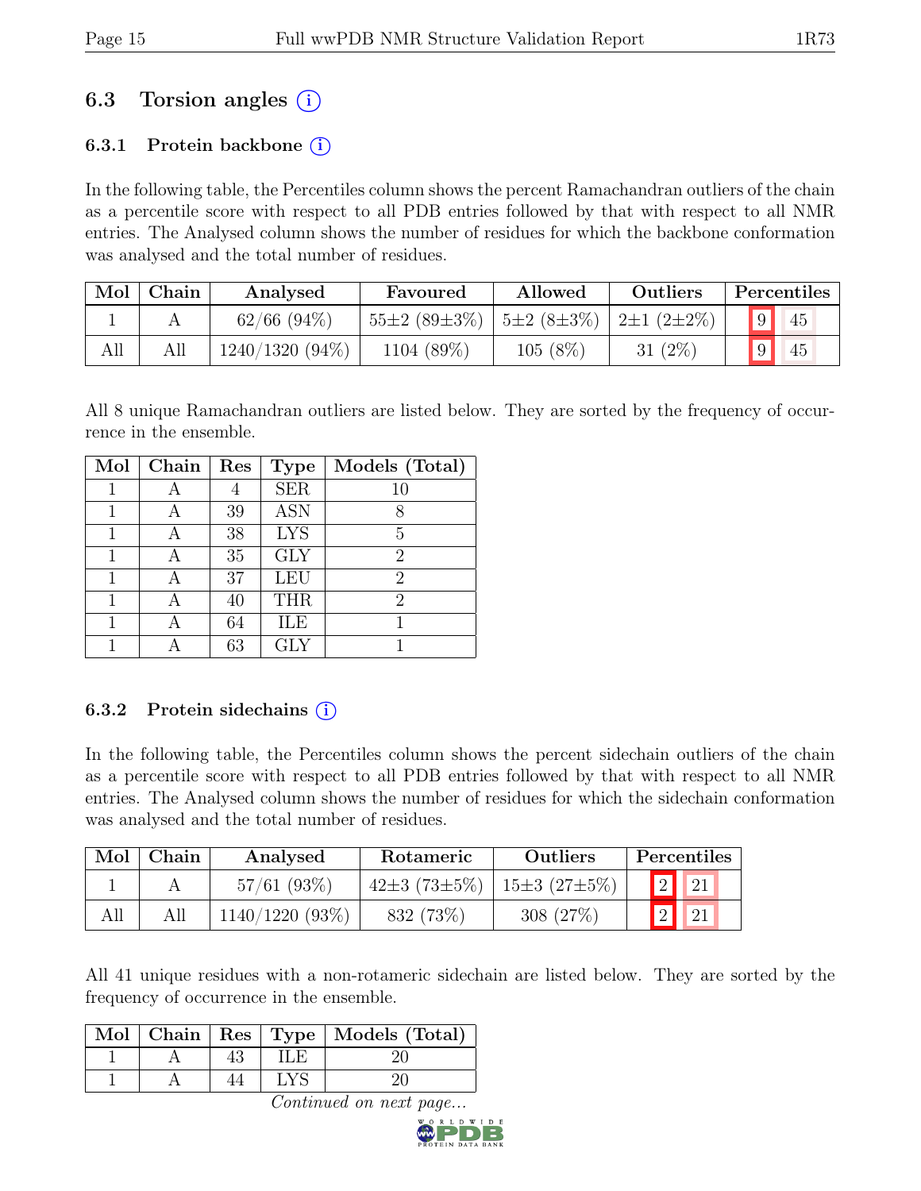## 6.3 Torsion angles (i)

### 6.3.1 Protein backbone (i)

In the following table, the Percentiles column shows the percent Ramachandran outliers of the chain as a percentile score with respect to all PDB entries followed by that with respect to all NMR entries. The Analysed column shows the number of residues for which the backbone conformation was analysed and the total number of residues.

| Mol | Chain | Analysed | Favoured | Allowed | Outliers | Percentiles | |
|---|---|---|---|---|---|---|---|
| 1 | A | 62/66 (94%) | 55±2 (89±3%) | 5±2 (8±3%) | 2±1 (2±2%) | 9 | 45 |
| All | All | 1240/1320 (94%) | 1104 (89%) | 105 (8%) | 31 (2%) | 9 | 45 |

All 8 unique Ramachandran outliers are listed below. They are sorted by the frequency of occurrence in the ensemble.

| Mol | Chain | Res | Type | Models (Total) |
|---|---|---|---|---|
| 1 | A | 4 | SER | 10 |
| 1 | A | 39 | ASN | 8 |
| 1 | A | 38 | LYS | 5 |
| 1 | A | 35 | GLY | 2 |
| 1 | A | 37 | LEU | 2 |
| 1 | A | 40 | THR | 2 |
| 1 | A | 64 | ILE | 1 |
| 1 | A | 63 | GLY | 1 |

### 6.3.2 Protein sidechains (i)

In the following table, the Percentiles column shows the percent sidechain outliers of the chain as a percentile score with respect to all PDB entries followed by that with respect to all NMR entries. The Analysed column shows the number of residues for which the sidechain conformation was analysed and the total number of residues.

| Mol | Chain | Analysed | Rotameric | Outliers | Percentiles | |
|---|---|---|---|---|---|---|
| 1 | A | 57/61 (93%) | 42±3 (73±5%) | 15±3 (27±5%) | 2 | 21 |
| All | All | 1140/1220 (93%) | 832 (73%) | 308 (27%) | 2 | 21 |

All 41 unique residues with a non-rotameric sidechain are listed below. They are sorted by the frequency of occurrence in the ensemble.

| Mol | Chain | Res | Type | Models (Total) |
|---|---|---|---|---|
| 1 | A | 43 | ILE | 20 |
| 1 | A | 44 | LYS | 20 |

*Continued on next page...*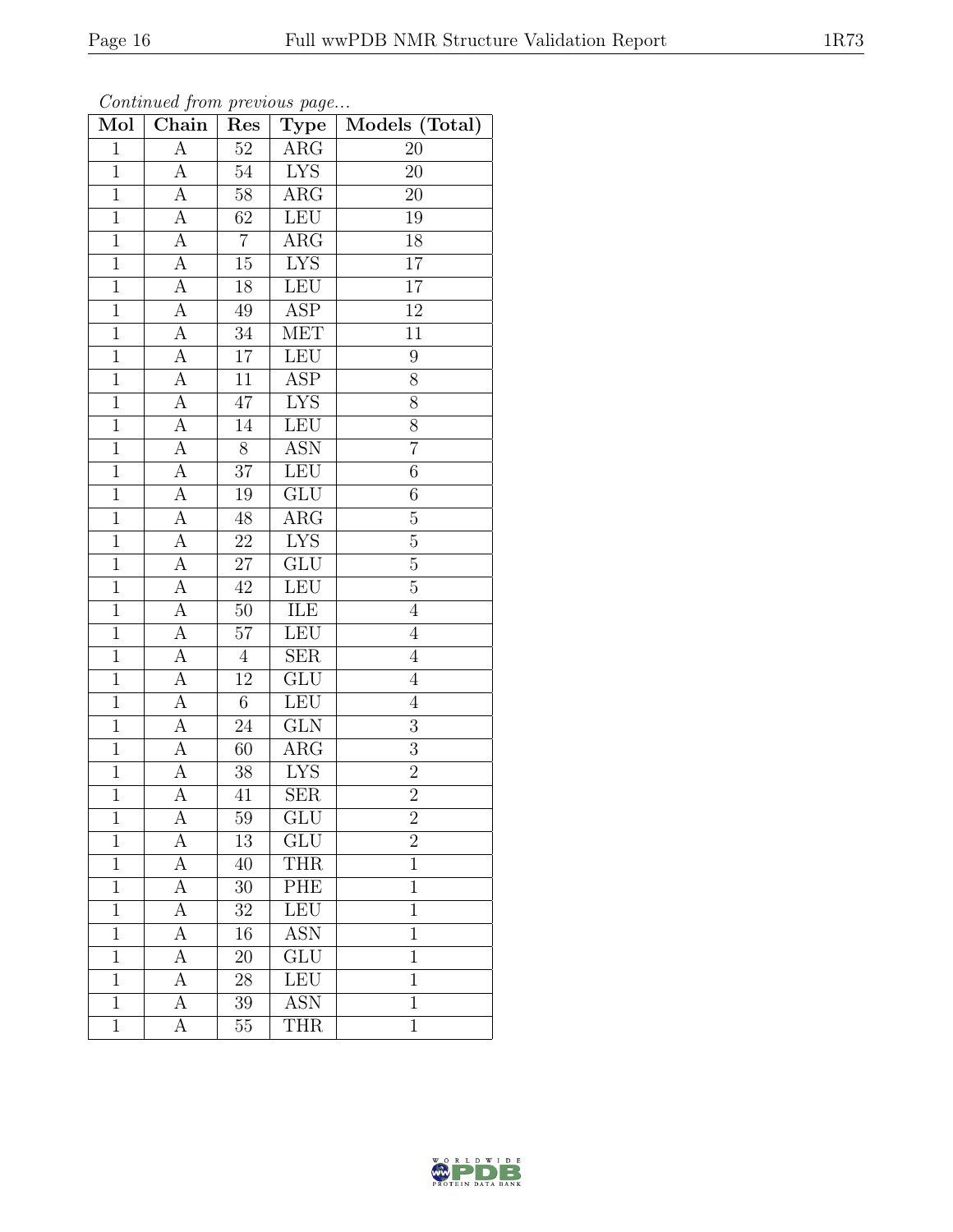*Continued from previous page...*

| Mol | Chain | Res | Type | Models (Total) |
|---|---|---|---|---|
| 1 | A | 52 | ARG | 20 |
| 1 | A | 54 | LYS | 20 |
| 1 | A | 58 | ARG | 20 |
| 1 | A | 62 | LEU | 19 |
| 1 | A | 7 | ARG | 18 |
| 1 | A | 15 | LYS | 17 |
| 1 | A | 18 | LEU | 17 |
| 1 | A | 49 | ASP | 12 |
| 1 | A | 34 | MET | 11 |
| 1 | A | 17 | LEU | 9 |
| 1 | A | 11 | ASP | 8 |
| 1 | A | 47 | LYS | 8 |
| 1 | A | 14 | LEU | 8 |
| 1 | A | 8 | ASN | 7 |
| 1 | A | 37 | LEU | 6 |
| 1 | A | 19 | GLU | 6 |
| 1 | A | 48 | ARG | 5 |
| 1 | A | 22 | LYS | 5 |
| 1 | A | 27 | GLU | 5 |
| 1 | A | 42 | LEU | 5 |
| 1 | A | 50 | ILE | 4 |
| 1 | A | 57 | LEU | 4 |
| 1 | A | 4 | SER | 4 |
| 1 | A | 12 | GLU | 4 |
| 1 | A | 6 | LEU | 4 |
| 1 | A | 24 | GLN | 3 |
| 1 | A | 60 | ARG | 3 |
| 1 | A | 38 | LYS | 2 |
| 1 | A | 41 | SER | 2 |
| 1 | A | 59 | GLU | 2 |
| 1 | A | 13 | GLU | 2 |
| 1 | A | 40 | THR | 1 |
| 1 | A | 30 | PHE | 1 |
| 1 | A | 32 | LEU | 1 |
| 1 | A | 16 | ASN | 1 |
| 1 | A | 20 | GLU | 1 |
| 1 | A | 28 | LEU | 1 |
| 1 | A | 39 | ASN | 1 |
| 1 | A | 55 | THR | 1 |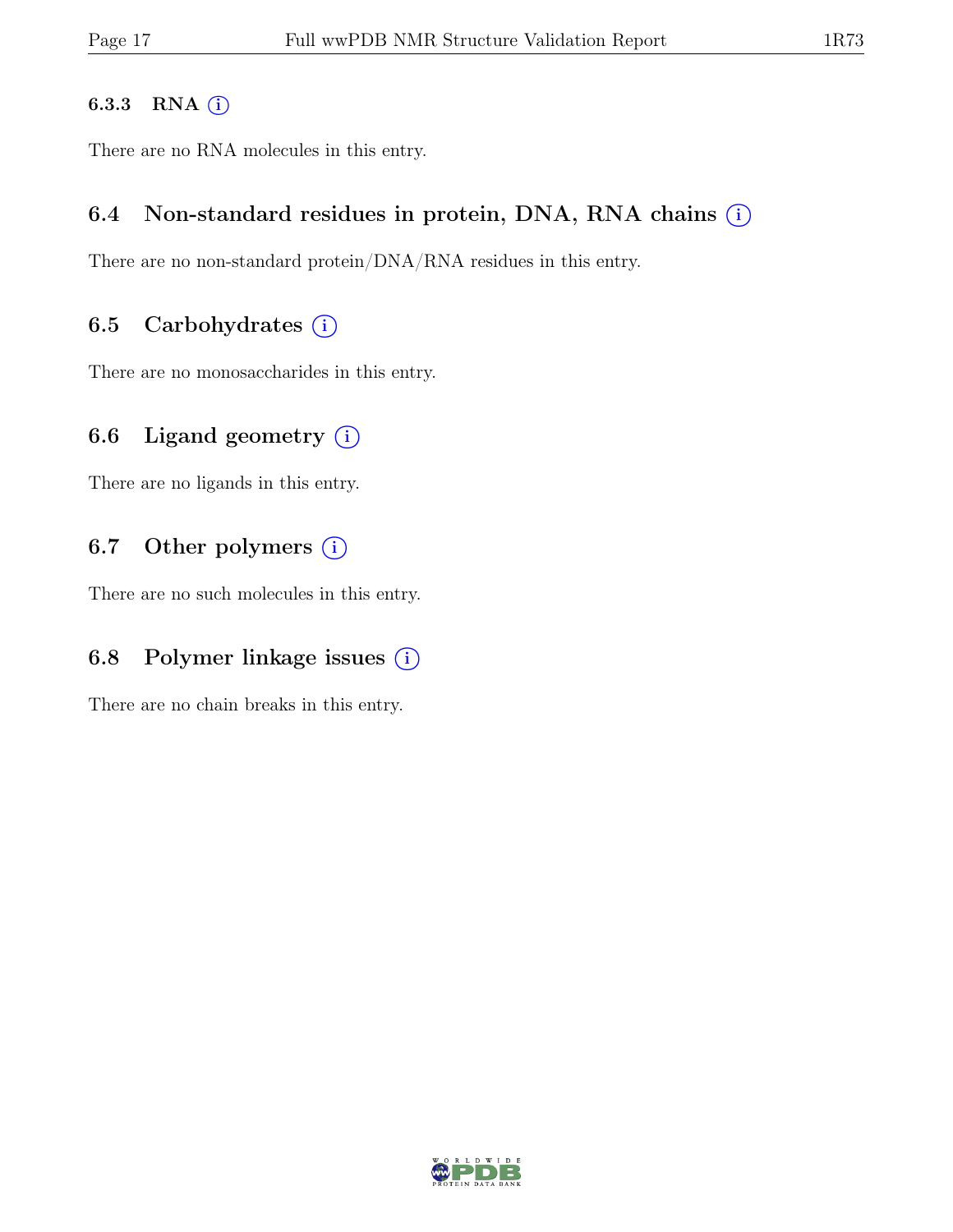#### 6.3.3 RNA

There are no RNA molecules in this entry.

### 6.4 Non-standard residues in protein, DNA, RNA chains

There are no non-standard protein/DNA/RNA residues in this entry.

### 6.5 Carbohydrates

There are no monosaccharides in this entry.

### 6.6 Ligand geometry

There are no ligands in this entry.

### 6.7 Other polymers

There are no such molecules in this entry.

### 6.8 Polymer linkage issues

There are no chain breaks in this entry.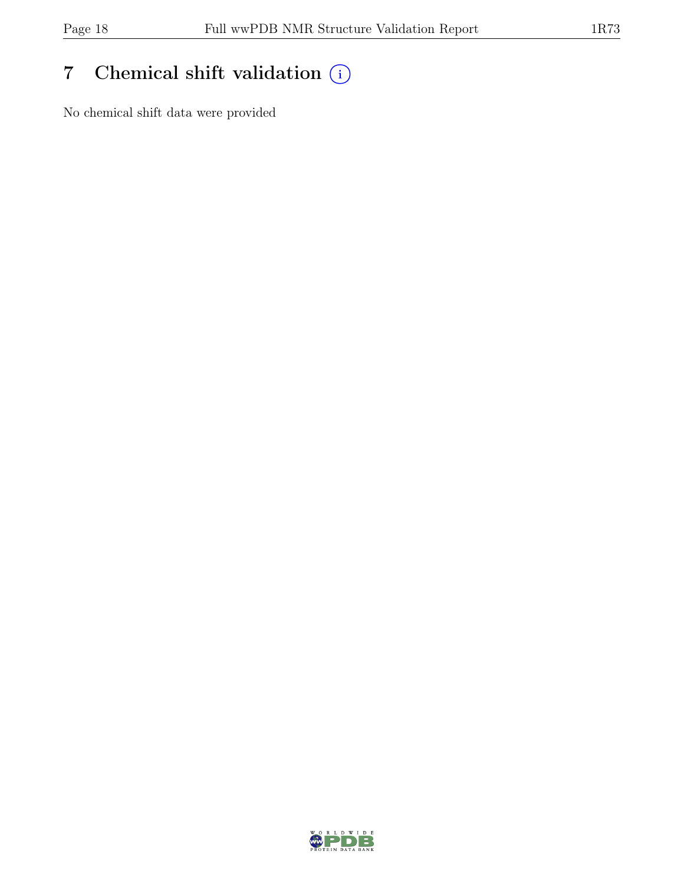# 7 Chemical shift validation

No chemical shift data were provided